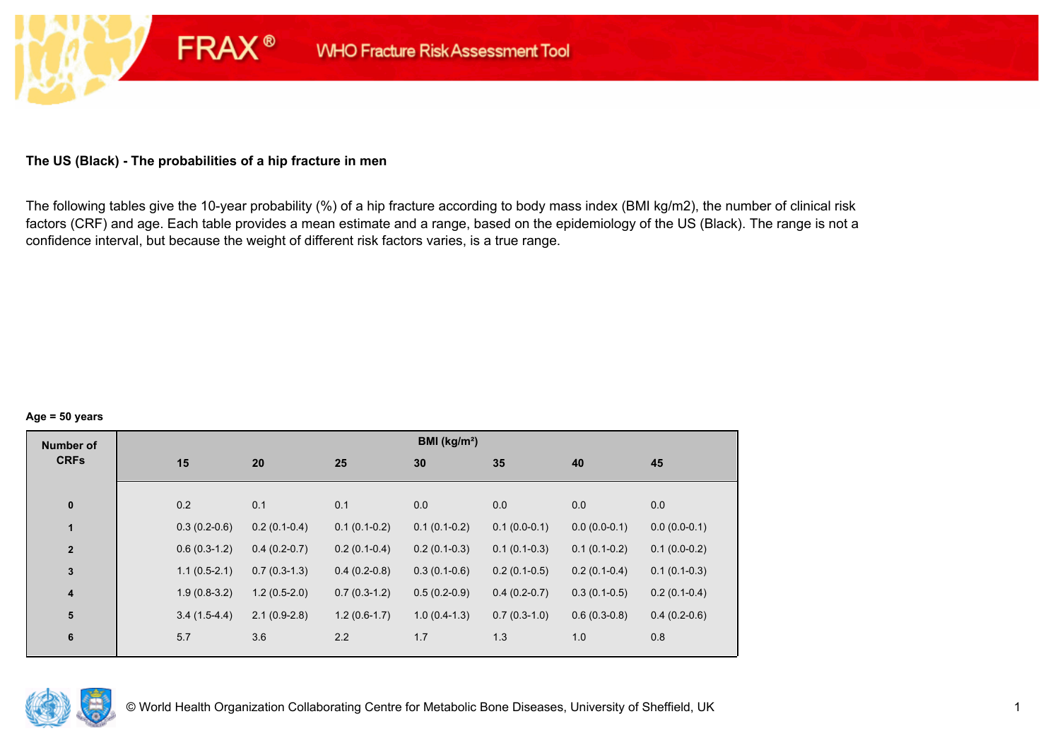FRAX® WHO Fracture Risk Assessment Tool

**The US (Black) - The probabilities of a hip fracture in men**

The following tables give the 10-year probability (%) of a hip fracture according to body mass index (BMI kg/m2), the number of clinical risk factors (CRF) and age. Each table provides a mean estimate and a range, based on the epidemiology of the US (Black). The range is not a confidence interval, but because the weight of different risk factors varies, is a true range.

**Age = 50 years**

| Number of CRFs | BMI (kg/m²) | | | | | | |
|---|---|---|---|---|---|---|---|
| | **15** | **20** | **25** | **30** | **35** | **40** | **45** |
| **0** | 0.2 | 0.1 | 0.1 | 0.0 | 0.0 | 0.0 | 0.0 |
| **1** | 0.3 (0.2-0.6) | 0.2 (0.1-0.4) | 0.1 (0.1-0.2) | 0.1 (0.1-0.2) | 0.1 (0.0-0.1) | 0.0 (0.0-0.1) | 0.0 (0.0-0.1) |
| **2** | 0.6 (0.3-1.2) | 0.4 (0.2-0.7) | 0.2 (0.1-0.4) | 0.2 (0.1-0.3) | 0.1 (0.1-0.3) | 0.1 (0.1-0.2) | 0.1 (0.0-0.2) |
| **3** | 1.1 (0.5-2.1) | 0.7 (0.3-1.3) | 0.4 (0.2-0.8) | 0.3 (0.1-0.6) | 0.2 (0.1-0.5) | 0.2 (0.1-0.4) | 0.1 (0.1-0.3) |
| **4** | 1.9 (0.8-3.2) | 1.2 (0.5-2.0) | 0.7 (0.3-1.2) | 0.5 (0.2-0.9) | 0.4 (0.2-0.7) | 0.3 (0.1-0.5) | 0.2 (0.1-0.4) |
| **5** | 3.4 (1.5-4.4) | 2.1 (0.9-2.8) | 1.2 (0.6-1.7) | 1.0 (0.4-1.3) | 0.7 (0.3-1.0) | 0.6 (0.3-0.8) | 0.4 (0.2-0.6) |
| **6** | 5.7 | 3.6 | 2.2 | 1.7 | 1.3 | 1.0 | 0.8 |

© World Health Organization Collaborating Centre for Metabolic Bone Diseases, University of Sheffield, UK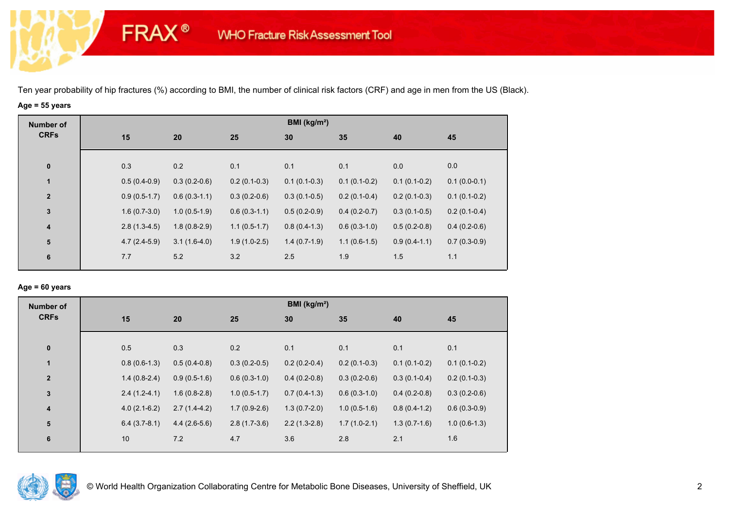FRAX® WHO Fracture Risk Assessment Tool

Ten year probability of hip fractures (%) according to BMI, the number of clinical risk factors (CRF) and age in men from the US (Black).

**Age = 55 years**

| Number of CRFs | BMI (kg/m²) | | | | | | |
|---|---|---|---|---|---|---|---|
| | 15 | 20 | 25 | 30 | 35 | 40 | 45 |
| 0 | 0.3 | 0.2 | 0.1 | 0.1 | 0.1 | 0.0 | 0.0 |
| 1 | 0.5 (0.4-0.9) | 0.3 (0.2-0.6) | 0.2 (0.1-0.3) | 0.1 (0.1-0.3) | 0.1 (0.1-0.2) | 0.1 (0.1-0.2) | 0.1 (0.0-0.1) |
| 2 | 0.9 (0.5-1.7) | 0.6 (0.3-1.1) | 0.3 (0.2-0.6) | 0.3 (0.1-0.5) | 0.2 (0.1-0.4) | 0.2 (0.1-0.3) | 0.1 (0.1-0.2) |
| 3 | 1.6 (0.7-3.0) | 1.0 (0.5-1.9) | 0.6 (0.3-1.1) | 0.5 (0.2-0.9) | 0.4 (0.2-0.7) | 0.3 (0.1-0.5) | 0.2 (0.1-0.4) |
| 4 | 2.8 (1.3-4.5) | 1.8 (0.8-2.9) | 1.1 (0.5-1.7) | 0.8 (0.4-1.3) | 0.6 (0.3-1.0) | 0.5 (0.2-0.8) | 0.4 (0.2-0.6) |
| 5 | 4.7 (2.4-5.9) | 3.1 (1.6-4.0) | 1.9 (1.0-2.5) | 1.4 (0.7-1.9) | 1.1 (0.6-1.5) | 0.9 (0.4-1.1) | 0.7 (0.3-0.9) |
| 6 | 7.7 | 5.2 | 3.2 | 2.5 | 1.9 | 1.5 | 1.1 |

**Age = 60 years**

| Number of CRFs | BMI (kg/m²) | | | | | | |
|---|---|---|---|---|---|---|---|
| | 15 | 20 | 25 | 30 | 35 | 40 | 45 |
| 0 | 0.5 | 0.3 | 0.2 | 0.1 | 0.1 | 0.1 | 0.1 |
| 1 | 0.8 (0.6-1.3) | 0.5 (0.4-0.8) | 0.3 (0.2-0.5) | 0.2 (0.2-0.4) | 0.2 (0.1-0.3) | 0.1 (0.1-0.2) | 0.1 (0.1-0.2) |
| 2 | 1.4 (0.8-2.4) | 0.9 (0.5-1.6) | 0.6 (0.3-1.0) | 0.4 (0.2-0.8) | 0.3 (0.2-0.6) | 0.3 (0.1-0.4) | 0.2 (0.1-0.3) |
| 3 | 2.4 (1.2-4.1) | 1.6 (0.8-2.8) | 1.0 (0.5-1.7) | 0.7 (0.4-1.3) | 0.6 (0.3-1.0) | 0.4 (0.2-0.8) | 0.3 (0.2-0.6) |
| 4 | 4.0 (2.1-6.2) | 2.7 (1.4-4.2) | 1.7 (0.9-2.6) | 1.3 (0.7-2.0) | 1.0 (0.5-1.6) | 0.8 (0.4-1.2) | 0.6 (0.3-0.9) |
| 5 | 6.4 (3.7-8.1) | 4.4 (2.6-5.6) | 2.8 (1.7-3.6) | 2.2 (1.3-2.8) | 1.7 (1.0-2.1) | 1.3 (0.7-1.6) | 1.0 (0.6-1.3) |
| 6 | 10 | 7.2 | 4.7 | 3.6 | 2.8 | 2.1 | 1.6 |

© World Health Organization Collaborating Centre for Metabolic Bone Diseases, University of Sheffield, UK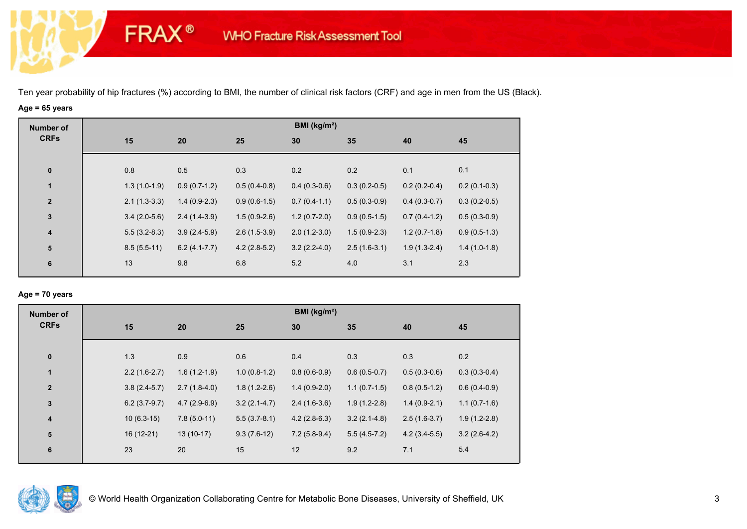FRAX® WHO Fracture Risk Assessment Tool

Ten year probability of hip fractures (%) according to BMI, the number of clinical risk factors (CRF) and age in men from the US (Black).

**Age = 65 years**

| Number of CRFs | BMI (kg/m²) | | | | | | |
|---|---|---|---|---|---|---|---|
| | 15 | 20 | 25 | 30 | 35 | 40 | 45 |
| 0 | 0.8 | 0.5 | 0.3 | 0.2 | 0.2 | 0.1 | 0.1 |
| 1 | 1.3 (1.0-1.9) | 0.9 (0.7-1.2) | 0.5 (0.4-0.8) | 0.4 (0.3-0.6) | 0.3 (0.2-0.5) | 0.2 (0.2-0.4) | 0.2 (0.1-0.3) |
| 2 | 2.1 (1.3-3.3) | 1.4 (0.9-2.3) | 0.9 (0.6-1.5) | 0.7 (0.4-1.1) | 0.5 (0.3-0.9) | 0.4 (0.3-0.7) | 0.3 (0.2-0.5) |
| 3 | 3.4 (2.0-5.6) | 2.4 (1.4-3.9) | 1.5 (0.9-2.6) | 1.2 (0.7-2.0) | 0.9 (0.5-1.5) | 0.7 (0.4-1.2) | 0.5 (0.3-0.9) |
| 4 | 5.5 (3.2-8.3) | 3.9 (2.4-5.9) | 2.6 (1.5-3.9) | 2.0 (1.2-3.0) | 1.5 (0.9-2.3) | 1.2 (0.7-1.8) | 0.9 (0.5-1.3) |
| 5 | 8.5 (5.5-11) | 6.2 (4.1-7.7) | 4.2 (2.8-5.2) | 3.2 (2.2-4.0) | 2.5 (1.6-3.1) | 1.9 (1.3-2.4) | 1.4 (1.0-1.8) |
| 6 | 13 | 9.8 | 6.8 | 5.2 | 4.0 | 3.1 | 2.3 |

**Age = 70 years**

| Number of CRFs | BMI (kg/m²) | | | | | | |
|---|---|---|---|---|---|---|---|
| | 15 | 20 | 25 | 30 | 35 | 40 | 45 |
| 0 | 1.3 | 0.9 | 0.6 | 0.4 | 0.3 | 0.3 | 0.2 |
| 1 | 2.2 (1.6-2.7) | 1.6 (1.2-1.9) | 1.0 (0.8-1.2) | 0.8 (0.6-0.9) | 0.6 (0.5-0.7) | 0.5 (0.3-0.6) | 0.3 (0.3-0.4) |
| 2 | 3.8 (2.4-5.7) | 2.7 (1.8-4.0) | 1.8 (1.2-2.6) | 1.4 (0.9-2.0) | 1.1 (0.7-1.5) | 0.8 (0.5-1.2) | 0.6 (0.4-0.9) |
| 3 | 6.2 (3.7-9.7) | 4.7 (2.9-6.9) | 3.2 (2.1-4.7) | 2.4 (1.6-3.6) | 1.9 (1.2-2.8) | 1.4 (0.9-2.1) | 1.1 (0.7-1.6) |
| 4 | 10 (6.3-15) | 7.8 (5.0-11) | 5.5 (3.7-8.1) | 4.2 (2.8-6.3) | 3.2 (2.1-4.8) | 2.5 (1.6-3.7) | 1.9 (1.2-2.8) |
| 5 | 16 (12-21) | 13 (10-17) | 9.3 (7.6-12) | 7.2 (5.8-9.4) | 5.5 (4.5-7.2) | 4.2 (3.4-5.5) | 3.2 (2.6-4.2) |
| 6 | 23 | 20 | 15 | 12 | 9.2 | 7.1 | 5.4 |

© World Health Organization Collaborating Centre for Metabolic Bone Diseases, University of Sheffield, UK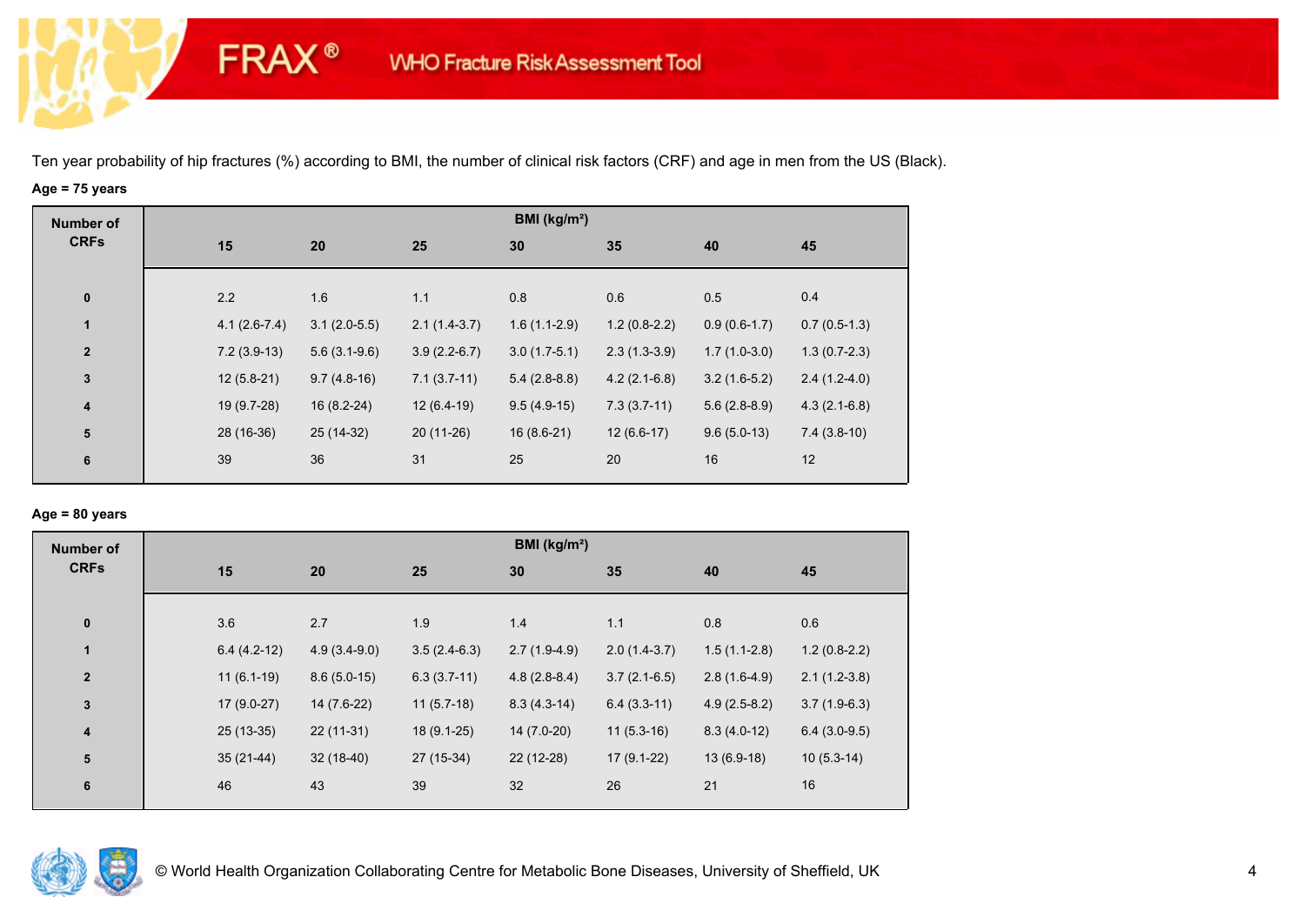Ten year probability of hip fractures (%) according to BMI, the number of clinical risk factors (CRF) and age in men from the US (Black).

**Age = 75 years**

| Number of CRFs | BMI (kg/m²) | | | | | | |
|---|---|---|---|---|---|---|---|
| | 15 | 20 | 25 | 30 | 35 | 40 | 45 |
| 0 | 2.2 | 1.6 | 1.1 | 0.8 | 0.6 | 0.5 | 0.4 |
| 1 | 4.1 (2.6-7.4) | 3.1 (2.0-5.5) | 2.1 (1.4-3.7) | 1.6 (1.1-2.9) | 1.2 (0.8-2.2) | 0.9 (0.6-1.7) | 0.7 (0.5-1.3) |
| 2 | 7.2 (3.9-13) | 5.6 (3.1-9.6) | 3.9 (2.2-6.7) | 3.0 (1.7-5.1) | 2.3 (1.3-3.9) | 1.7 (1.0-3.0) | 1.3 (0.7-2.3) |
| 3 | 12 (5.8-21) | 9.7 (4.8-16) | 7.1 (3.7-11) | 5.4 (2.8-8.8) | 4.2 (2.1-6.8) | 3.2 (1.6-5.2) | 2.4 (1.2-4.0) |
| 4 | 19 (9.7-28) | 16 (8.2-24) | 12 (6.4-19) | 9.5 (4.9-15) | 7.3 (3.7-11) | 5.6 (2.8-8.9) | 4.3 (2.1-6.8) |
| 5 | 28 (16-36) | 25 (14-32) | 20 (11-26) | 16 (8.6-21) | 12 (6.6-17) | 9.6 (5.0-13) | 7.4 (3.8-10) |
| 6 | 39 | 36 | 31 | 25 | 20 | 16 | 12 |

**Age = 80 years**

| Number of CRFs | BMI (kg/m²) | | | | | | |
|---|---|---|---|---|---|---|---|
| | 15 | 20 | 25 | 30 | 35 | 40 | 45 |
| 0 | 3.6 | 2.7 | 1.9 | 1.4 | 1.1 | 0.8 | 0.6 |
| 1 | 6.4 (4.2-12) | 4.9 (3.4-9.0) | 3.5 (2.4-6.3) | 2.7 (1.9-4.9) | 2.0 (1.4-3.7) | 1.5 (1.1-2.8) | 1.2 (0.8-2.2) |
| 2 | 11 (6.1-19) | 8.6 (5.0-15) | 6.3 (3.7-11) | 4.8 (2.8-8.4) | 3.7 (2.1-6.5) | 2.8 (1.6-4.9) | 2.1 (1.2-3.8) |
| 3 | 17 (9.0-27) | 14 (7.6-22) | 11 (5.7-18) | 8.3 (4.3-14) | 6.4 (3.3-11) | 4.9 (2.5-8.2) | 3.7 (1.9-6.3) |
| 4 | 25 (13-35) | 22 (11-31) | 18 (9.1-25) | 14 (7.0-20) | 11 (5.3-16) | 8.3 (4.0-12) | 6.4 (3.0-9.5) |
| 5 | 35 (21-44) | 32 (18-40) | 27 (15-34) | 22 (12-28) | 17 (9.1-22) | 13 (6.9-18) | 10 (5.3-14) |
| 6 | 46 | 43 | 39 | 32 | 26 | 21 | 16 |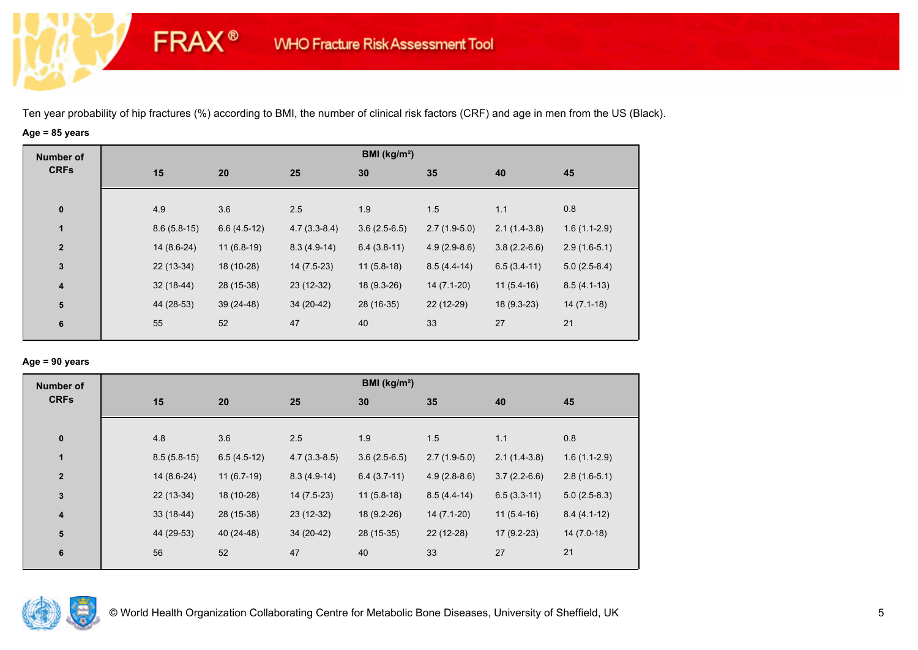FRAX® WHO Fracture Risk Assessment Tool

Ten year probability of hip fractures (%) according to BMI, the number of clinical risk factors (CRF) and age in men from the US (Black).

**Age = 85 years**

| Number of CRFs | BMI (kg/m²) | | | | | | |
|---|---|---|---|---|---|---|---|
| | 15 | 20 | 25 | 30 | 35 | 40 | 45 |
| 0 | 4.9 | 3.6 | 2.5 | 1.9 | 1.5 | 1.1 | 0.8 |
| 1 | 8.6 (5.8-15) | 6.6 (4.5-12) | 4.7 (3.3-8.4) | 3.6 (2.5-6.5) | 2.7 (1.9-5.0) | 2.1 (1.4-3.8) | 1.6 (1.1-2.9) |
| 2 | 14 (8.6-24) | 11 (6.8-19) | 8.3 (4.9-14) | 6.4 (3.8-11) | 4.9 (2.9-8.6) | 3.8 (2.2-6.6) | 2.9 (1.6-5.1) |
| 3 | 22 (13-34) | 18 (10-28) | 14 (7.5-23) | 11 (5.8-18) | 8.5 (4.4-14) | 6.5 (3.4-11) | 5.0 (2.5-8.4) |
| 4 | 32 (18-44) | 28 (15-38) | 23 (12-32) | 18 (9.3-26) | 14 (7.1-20) | 11 (5.4-16) | 8.5 (4.1-13) |
| 5 | 44 (28-53) | 39 (24-48) | 34 (20-42) | 28 (16-35) | 22 (12-29) | 18 (9.3-23) | 14 (7.1-18) |
| 6 | 55 | 52 | 47 | 40 | 33 | 27 | 21 |

**Age = 90 years**

| Number of CRFs | BMI (kg/m²) | | | | | | |
|---|---|---|---|---|---|---|---|
| | 15 | 20 | 25 | 30 | 35 | 40 | 45 |
| 0 | 4.8 | 3.6 | 2.5 | 1.9 | 1.5 | 1.1 | 0.8 |
| 1 | 8.5 (5.8-15) | 6.5 (4.5-12) | 4.7 (3.3-8.5) | 3.6 (2.5-6.5) | 2.7 (1.9-5.0) | 2.1 (1.4-3.8) | 1.6 (1.1-2.9) |
| 2 | 14 (8.6-24) | 11 (6.7-19) | 8.3 (4.9-14) | 6.4 (3.7-11) | 4.9 (2.8-8.6) | 3.7 (2.2-6.6) | 2.8 (1.6-5.1) |
| 3 | 22 (13-34) | 18 (10-28) | 14 (7.5-23) | 11 (5.8-18) | 8.5 (4.4-14) | 6.5 (3.3-11) | 5.0 (2.5-8.3) |
| 4 | 33 (18-44) | 28 (15-38) | 23 (12-32) | 18 (9.2-26) | 14 (7.1-20) | 11 (5.4-16) | 8.4 (4.1-12) |
| 5 | 44 (29-53) | 40 (24-48) | 34 (20-42) | 28 (15-35) | 22 (12-28) | 17 (9.2-23) | 14 (7.0-18) |
| 6 | 56 | 52 | 47 | 40 | 33 | 27 | 21 |

© World Health Organization Collaborating Centre for Metabolic Bone Diseases, University of Sheffield, UK